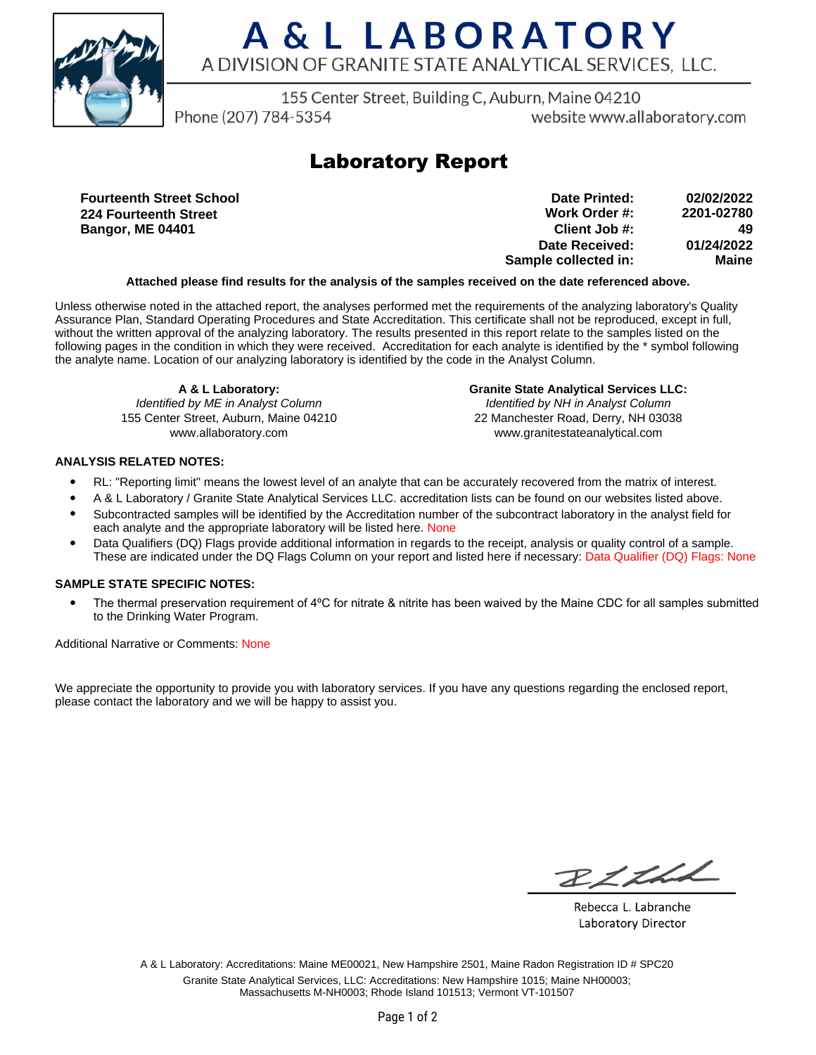# A & L LABORATORY

A DIVISION OF GRANITE STATE ANALYTICAL SERVICES, LLC.

155 Center Street, Building C, Auburn, Maine 04210

Phone (207) 784-5354 website www.allaboratory.com

## Laboratory Report

**Fourteenth Street School**
**224 Fourteenth Street**
**Bangor, ME 04401**

| | |
|---|---|
| **Date Printed:** | **02/02/2022** |
| **Work Order #:** | **2201-02780** |
| **Client Job #:** | **49** |
| **Date Received:** | **01/24/2022** |
| **Sample collected in:** | **Maine** |

**Attached please find results for the analysis of the samples received on the date referenced above.**

Unless otherwise noted in the attached report, the analyses performed met the requirements of the analyzing laboratory's Quality Assurance Plan, Standard Operating Procedures and State Accreditation. This certificate shall not be reproduced, except in full, without the written approval of the analyzing laboratory. The results presented in this report relate to the samples listed on the following pages in the condition in which they were received. Accreditation for each analyte is identified by the * symbol following the analyte name. Location of our analyzing laboratory is identified by the code in the Analyst Column.

**A & L Laboratory:**
*Identified by ME in Analyst Column*
155 Center Street, Auburn, Maine 04210
www.allaboratory.com

**Granite State Analytical Services LLC:**
*Identified by NH in Analyst Column*
22 Manchester Road, Derry, NH 03038
www.granitestateanalytical.com

**ANALYSIS RELATED NOTES:**

- RL: "Reporting limit" means the lowest level of an analyte that can be accurately recovered from the matrix of interest.
- A & L Laboratory / Granite State Analytical Services LLC. accreditation lists can be found on our websites listed above.
- Subcontracted samples will be identified by the Accreditation number of the subcontract laboratory in the analyst field for each analyte and the appropriate laboratory will be listed here. None
- Data Qualifiers (DQ) Flags provide additional information in regards to the receipt, analysis or quality control of a sample. These are indicated under the DQ Flags Column on your report and listed here if necessary: Data Qualifier (DQ) Flags: None

**SAMPLE STATE SPECIFIC NOTES:**

- The thermal preservation requirement of 4ºC for nitrate & nitrite has been waived by the Maine CDC for all samples submitted to the Drinking Water Program.

Additional Narrative or Comments: None

We appreciate the opportunity to provide you with laboratory services. If you have any questions regarding the enclosed report, please contact the laboratory and we will be happy to assist you.

Rebecca L. Labranche
Laboratory Director

A & L Laboratory: Accreditations: Maine ME00021, New Hampshire 2501, Maine Radon Registration ID # SPC20
Granite State Analytical Services, LLC: Accreditations: New Hampshire 1015; Maine NH00003; Massachusetts M-NH0003; Rhode Island 101513; Vermont VT-101507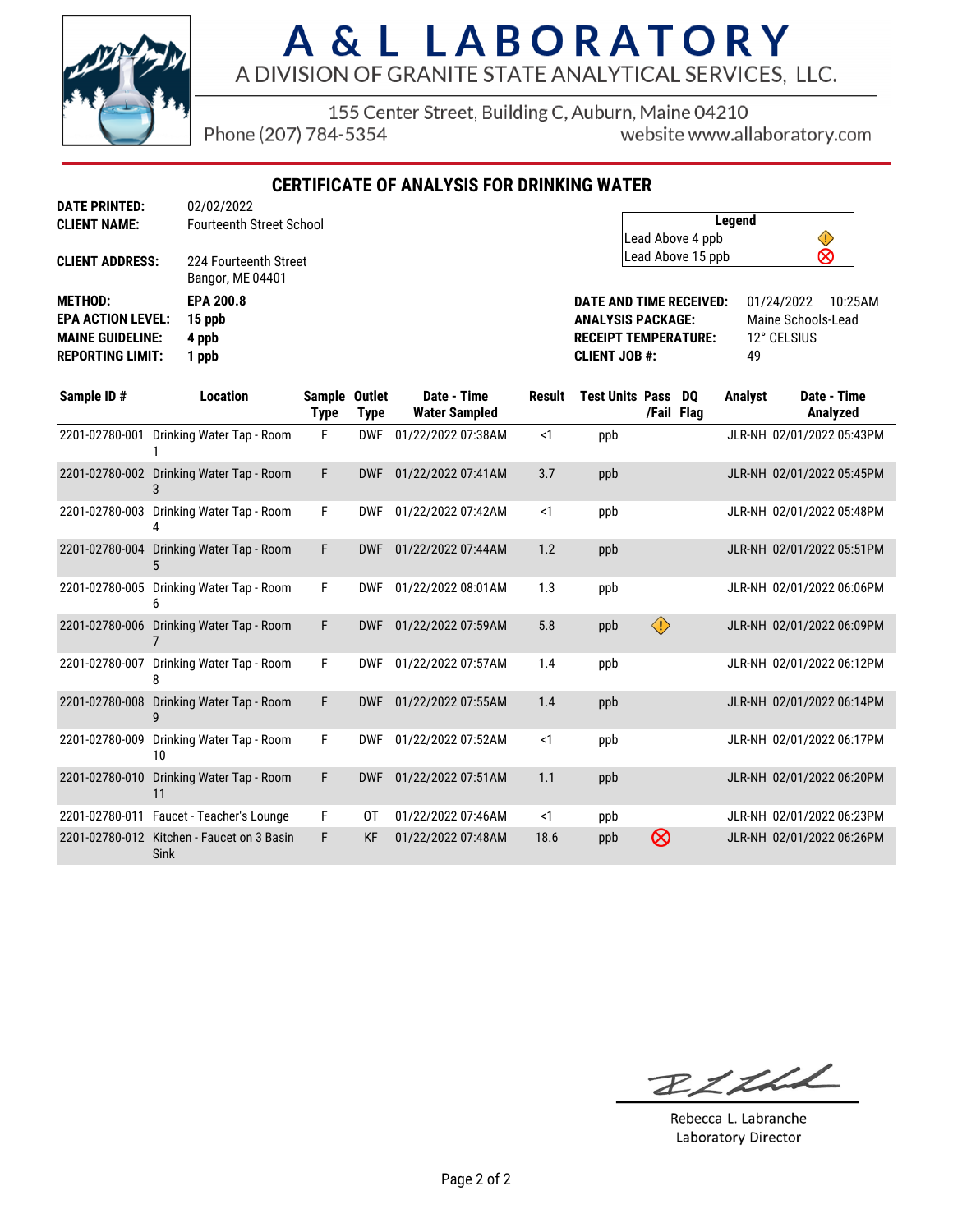# A & L LABORATORY

A DIVISION OF GRANITE STATE ANALYTICAL SERVICES, LLC.

155 Center Street, Building C, Auburn, Maine 04210
Phone (207) 784-5354
website www.allaboratory.com

## CERTIFICATE OF ANALYSIS FOR DRINKING WATER

**DATE PRINTED:** 02/02/2022
**CLIENT NAME:** Fourteenth Street School
**CLIENT ADDRESS:** 224 Fourteenth Street, Bangor, ME 04401

| Legend | |
|---|---|
| Lead Above 4 ppb | ⚠ |
| Lead Above 15 ppb | ⊗ |

**METHOD:** EPA 200.8
**EPA ACTION LEVEL:** 15 ppb
**MAINE GUIDELINE:** 4 ppb
**REPORTING LIMIT:** 1 ppb

**DATE AND TIME RECEIVED:** 01/24/2022 10:25AM
**ANALYSIS PACKAGE:** Maine Schools-Lead
**RECEIPT TEMPERATURE:** 12° CELSIUS
**CLIENT JOB #:** 49

| Sample ID # | Location | Sample Type | Outlet Type | Date - Time Water Sampled | Result | Test Units | Pass /Fail | DQ Flag | Analyst | Date - Time Analyzed |
|---|---|---|---|---|---|---|---|---|---|---|
| 2201-02780-001 | Drinking Water Tap - Room 1 | F | DWF | 01/22/2022 07:38AM | <1 | ppb | | | JLR-NH | 02/01/2022 05:43PM |
| 2201-02780-002 | Drinking Water Tap - Room 3 | F | DWF | 01/22/2022 07:41AM | 3.7 | ppb | | | JLR-NH | 02/01/2022 05:45PM |
| 2201-02780-003 | Drinking Water Tap - Room 4 | F | DWF | 01/22/2022 07:42AM | <1 | ppb | | | JLR-NH | 02/01/2022 05:48PM |
| 2201-02780-004 | Drinking Water Tap - Room 5 | F | DWF | 01/22/2022 07:44AM | 1.2 | ppb | | | JLR-NH | 02/01/2022 05:51PM |
| 2201-02780-005 | Drinking Water Tap - Room 6 | F | DWF | 01/22/2022 08:01AM | 1.3 | ppb | | | JLR-NH | 02/01/2022 06:06PM |
| 2201-02780-006 | Drinking Water Tap - Room 7 | F | DWF | 01/22/2022 07:59AM | 5.8 | ppb | ⚠ | | JLR-NH | 02/01/2022 06:09PM |
| 2201-02780-007 | Drinking Water Tap - Room 8 | F | DWF | 01/22/2022 07:57AM | 1.4 | ppb | | | JLR-NH | 02/01/2022 06:12PM |
| 2201-02780-008 | Drinking Water Tap - Room 9 | F | DWF | 01/22/2022 07:55AM | 1.4 | ppb | | | JLR-NH | 02/01/2022 06:14PM |
| 2201-02780-009 | Drinking Water Tap - Room 10 | F | DWF | 01/22/2022 07:52AM | <1 | ppb | | | JLR-NH | 02/01/2022 06:17PM |
| 2201-02780-010 | Drinking Water Tap - Room 11 | F | DWF | 01/22/2022 07:51AM | 1.1 | ppb | | | JLR-NH | 02/01/2022 06:20PM |
| 2201-02780-011 | Faucet - Teacher's Lounge | F | OT | 01/22/2022 07:46AM | <1 | ppb | | | JLR-NH | 02/01/2022 06:23PM |
| 2201-02780-012 | Kitchen - Faucet on 3 Basin Sink | F | KF | 01/22/2022 07:48AM | 18.6 | ppb | ⊗ | | JLR-NH | 02/01/2022 06:26PM |

Rebecca L. Labranche
Laboratory Director